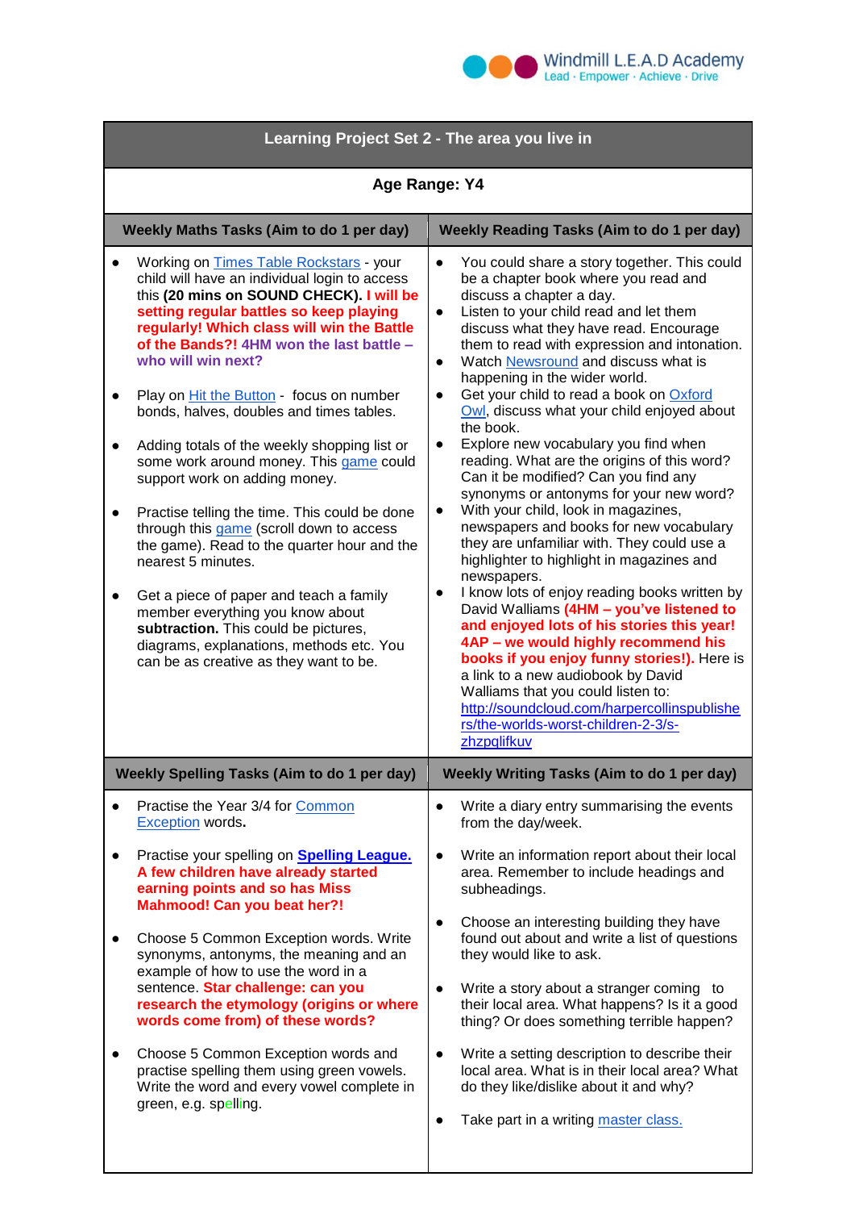Windmill L.E.A.D Academy
Lead · Empower · Achieve · Drive

# Learning Project Set 2 - The area you live in

**Age Range: Y4**

## Weekly Maths Tasks (Aim to do 1 per day)

- Working on Times Table Rockstars - your child will have an individual login to access this **(20 mins on SOUND CHECK).** **I will be setting regular battles so keep playing regularly! Which class will win the Battle of the Bands?! 4HM won the last battle – who will win next?**
- Play on Hit the Button - focus on number bonds, halves, doubles and times tables.
- Adding totals of the weekly shopping list or some work around money. This game could support work on adding money.
- Practise telling the time. This could be done through this game (scroll down to access the game). Read to the quarter hour and the nearest 5 minutes.
- Get a piece of paper and teach a family member everything you know about **subtraction.** This could be pictures, diagrams, explanations, methods etc. You can be as creative as they want to be.

## Weekly Reading Tasks (Aim to do 1 per day)

- You could share a story together. This could be a chapter book where you read and discuss a chapter a day.
- Listen to your child read and let them discuss what they have read. Encourage them to read with expression and intonation.
- Watch Newsround and discuss what is happening in the wider world.
- Get your child to read a book on Oxford Owl, discuss what your child enjoyed about the book.
- Explore new vocabulary you find when reading. What are the origins of this word? Can it be modified? Can you find any synonyms or antonyms for your new word?
- With your child, look in magazines, newspapers and books for new vocabulary they are unfamiliar with. They could use a highlighter to highlight in magazines and newspapers.
- I know lots of enjoy reading books written by David Walliams **(4HM – you've listened to and enjoyed lots of his stories this year! 4AP – we would highly recommend his books if you enjoy funny stories!).** Here is a link to a new audiobook by David Walliams that you could listen to: http://soundcloud.com/harpercollinspublishers/the-worlds-worst-children-2-3/s-zhzpqlifkuv

## Weekly Spelling Tasks (Aim to do 1 per day)

- Practise the Year 3/4 for Common Exception words**.**
- Practise your spelling on **Spelling League.** **A few children have already started earning points and so has Miss Mahmood! Can you beat her?!**
- Choose 5 Common Exception words. Write synonyms, antonyms, the meaning and an example of how to use the word in a sentence. **Star challenge: can you research the etymology (origins or where words come from) of these words?**
- Choose 5 Common Exception words and practise spelling them using green vowels. Write the word and every vowel complete in green, e.g. spelling.

## Weekly Writing Tasks (Aim to do 1 per day)

- Write a diary entry summarising the events from the day/week.
- Write an information report about their local area. Remember to include headings and subheadings.
- Choose an interesting building they have found out about and write a list of questions they would like to ask.
- Write a story about a stranger coming to their local area. What happens? Is it a good thing? Or does something terrible happen?
- Write a setting description to describe their local area. What is in their local area? What do they like/dislike about it and why?
- Take part in a writing master class.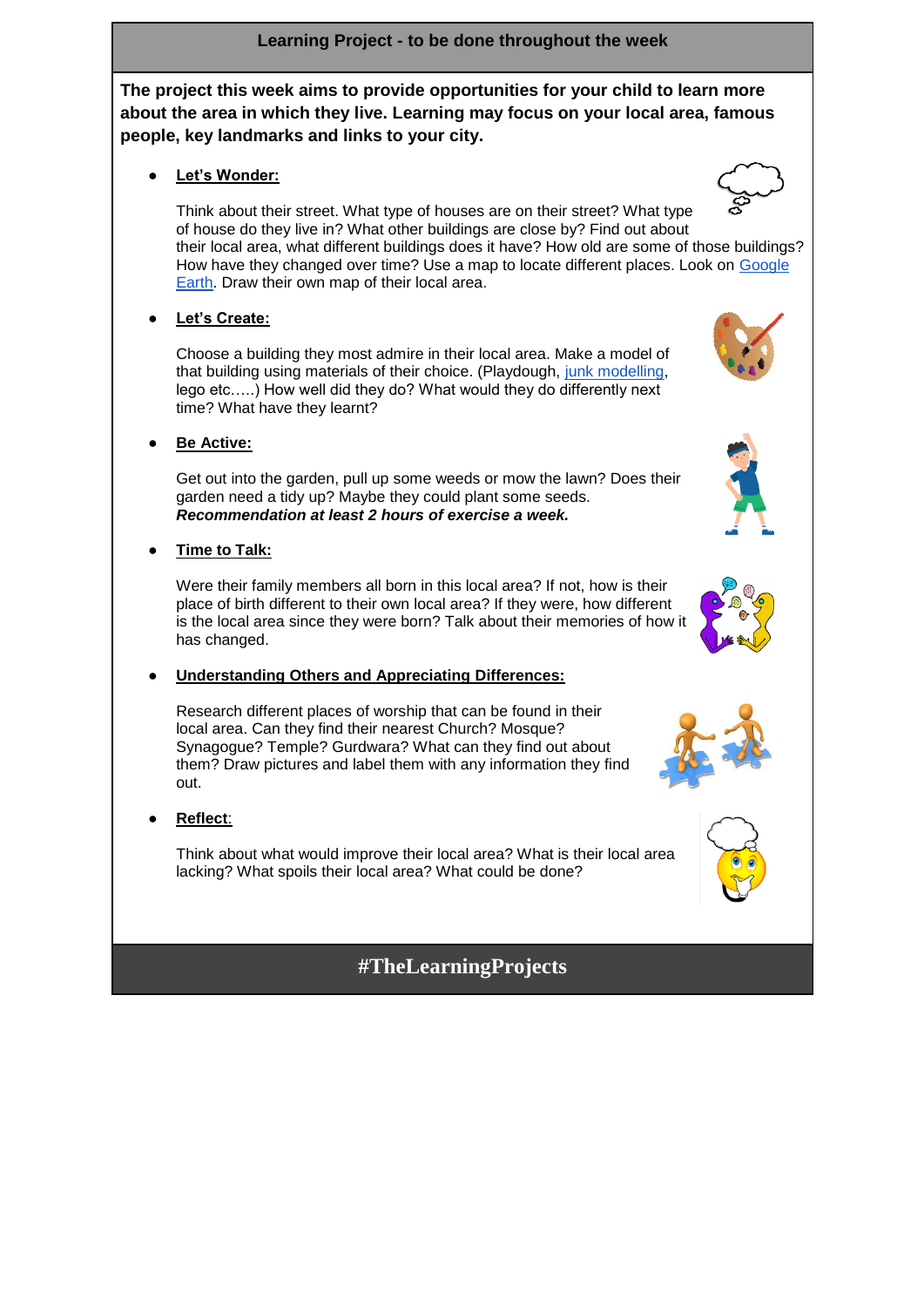## Learning Project - to be done throughout the week

**The project this week aims to provide opportunities for your child to learn more about the area in which they live. Learning may focus on your local area, famous people, key landmarks and links to your city.**

- **Let's Wonder:**

  Think about their street. What type of houses are on their street? What type of house do they live in? What other buildings are close by? Find out about their local area, what different buildings does it have? How old are some of those buildings? How have they changed over time? Use a map to locate different places. Look on Google Earth. Draw their own map of their local area.

- **Let's Create:**

  Choose a building they most admire in their local area. Make a model of that building using materials of their choice. (Playdough, junk modelling, lego etc…..) How well did they do? What would they do differently next time? What have they learnt?

- **Be Active:**

  Get out into the garden, pull up some weeds or mow the lawn? Does their garden need a tidy up? Maybe they could plant some seeds.
  ***Recommendation at least 2 hours of exercise a week.***

- **Time to Talk:**

  Were their family members all born in this local area? If not, how is their place of birth different to their own local area? If they were, how different is the local area since they were born? Talk about their memories of how it has changed.

- **Understanding Others and Appreciating Differences:**

  Research different places of worship that can be found in their local area. Can they find their nearest Church? Mosque? Synagogue? Temple? Gurdwara? What can they find out about them? Draw pictures and label them with any information they find out.

- **Reflect:**

  Think about what would improve their local area? What is their local area lacking? What spoils their local area? What could be done?

**#TheLearningProjects**